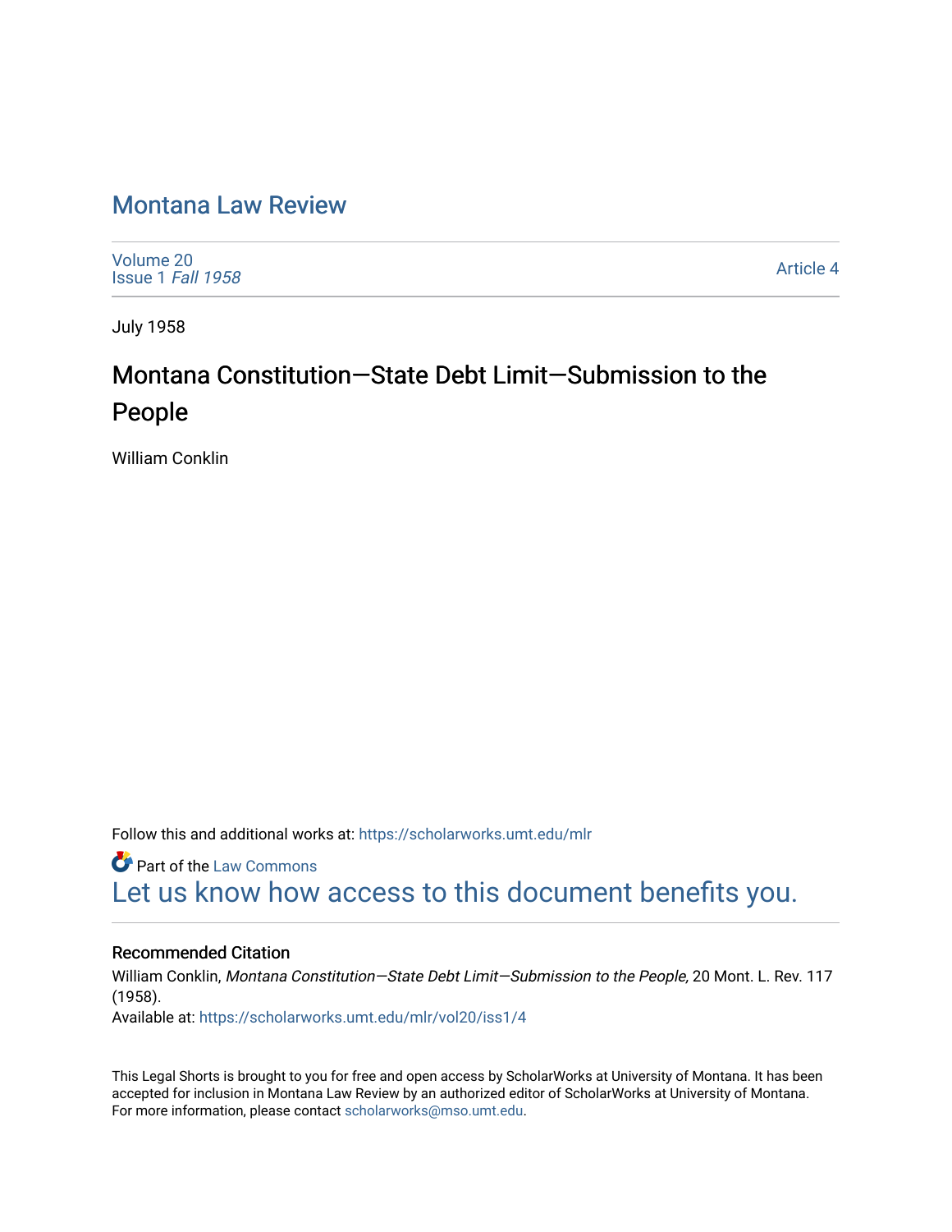# Montana Law Review

Volume 20
Issue 1 *Fall 1958*

Article 4

July 1958

# Montana Constitution—State Debt Limit—Submission to the People

William Conklin

Follow this and additional works at: https://scholarworks.umt.edu/mlr

Part of the Law Commons

Let us know how access to this document benefits you.

## Recommended Citation

William Conklin, *Montana Constitution—State Debt Limit—Submission to the People,* 20 Mont. L. Rev. 117 (1958).
Available at: https://scholarworks.umt.edu/mlr/vol20/iss1/4

This Legal Shorts is brought to you for free and open access by ScholarWorks at University of Montana. It has been accepted for inclusion in Montana Law Review by an authorized editor of ScholarWorks at University of Montana. For more information, please contact scholarworks@mso.umt.edu.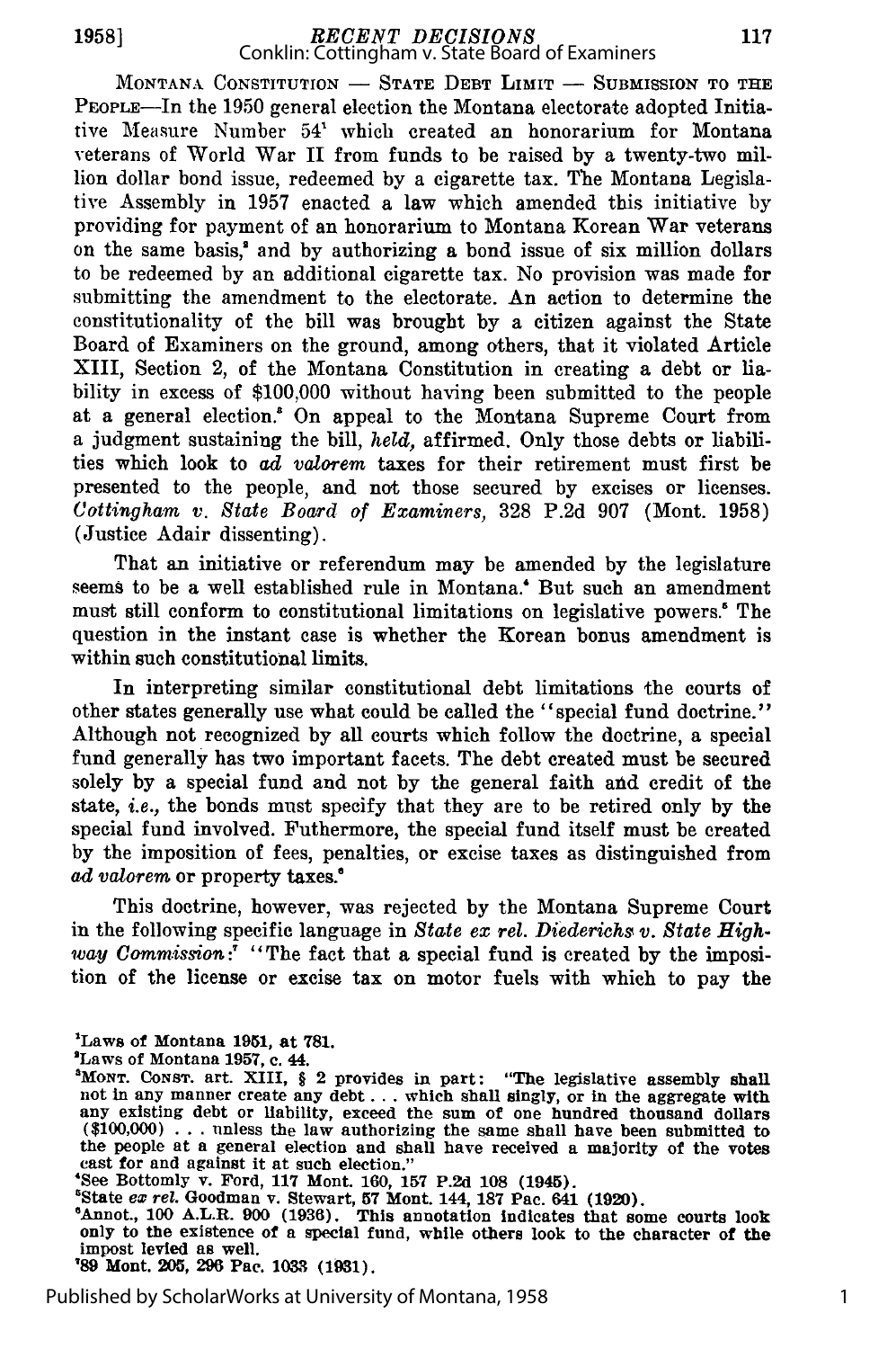MONTANA CONSTITUTION — STATE DEBT LIMIT — SUBMISSION TO THE PEOPLE—In the 1950 general election the Montana electorate adopted Initiative Measure Number 54[1] which created an honorarium for Montana veterans of World War II from funds to be raised by a twenty-two million dollar bond issue, redeemed by a cigarette tax. The Montana Legislative Assembly in 1957 enacted a law which amended this initiative by providing for payment of an honorarium to Montana Korean War veterans on the same basis,[2] and by authorizing a bond issue of six million dollars to be redeemed by an additional cigarette tax. No provision was made for submitting the amendment to the electorate. An action to determine the constitutionality of the bill was brought by a citizen against the State Board of Examiners on the ground, among others, that it violated Article XIII, Section 2, of the Montana Constitution in creating a debt or liability in excess of $100,000 without having been submitted to the people at a general election.[3] On appeal to the Montana Supreme Court from a judgment sustaining the bill, *held*, affirmed. Only those debts or liabilities which look to *ad valorem* taxes for their retirement must first be presented to the people, and not those secured by excises or licenses. *Cottingham v. State Board of Examiners*, 328 P.2d 907 (Mont. 1958) (Justice Adair dissenting).

That an initiative or referendum may be amended by the legislature seems to be a well established rule in Montana.[4] But such an amendment must still conform to constitutional limitations on legislative powers.[5] The question in the instant case is whether the Korean bonus amendment is within such constitutional limits.

In interpreting similar constitutional debt limitations the courts of other states generally use what could be called the "special fund doctrine." Although not recognized by all courts which follow the doctrine, a special fund generally has two important facets. The debt created must be secured solely by a special fund and not by the general faith and credit of the state, *i.e.*, the bonds must specify that they are to be retired only by the special fund involved. Futhermore, the special fund itself must be created by the imposition of fees, penalties, or excise taxes as distinguished from *ad valorem* or property taxes.[6]

This doctrine, however, was rejected by the Montana Supreme Court in the following specific language in *State ex rel. Diederichs v. State Highway Commission*:[7] "The fact that a special fund is created by the imposition of the license or excise tax on motor fuels with which to pay the

[1] Laws of Montana 1951, at 781.

[2] Laws of Montana 1957, c. 44.

[3] MONT. CONST. art. XIII, § 2 provides in part: "The legislative assembly shall not in any manner create any debt . . . which shall singly, or in the aggregate with any existing debt or liability, exceed the sum of one hundred thousand dollars ($100,000) . . . unless the law authorizing the same shall have been submitted to the people at a general election and shall have received a majority of the votes cast for and against it at such election."

[4] See Bottomly v. Ford, 117 Mont. 160, 157 P.2d 108 (1945).

[5] State *ex rel.* Goodman v. Stewart, 57 Mont. 144, 187 Pac. 641 (1920).

[6] Annot., 100 A.L.R. 900 (1936). This annotation indicates that some courts look only to the existence of a special fund, while others look to the character of the impost levied as well.

[7] 89 Mont. 205, 296 Pac. 1033 (1931).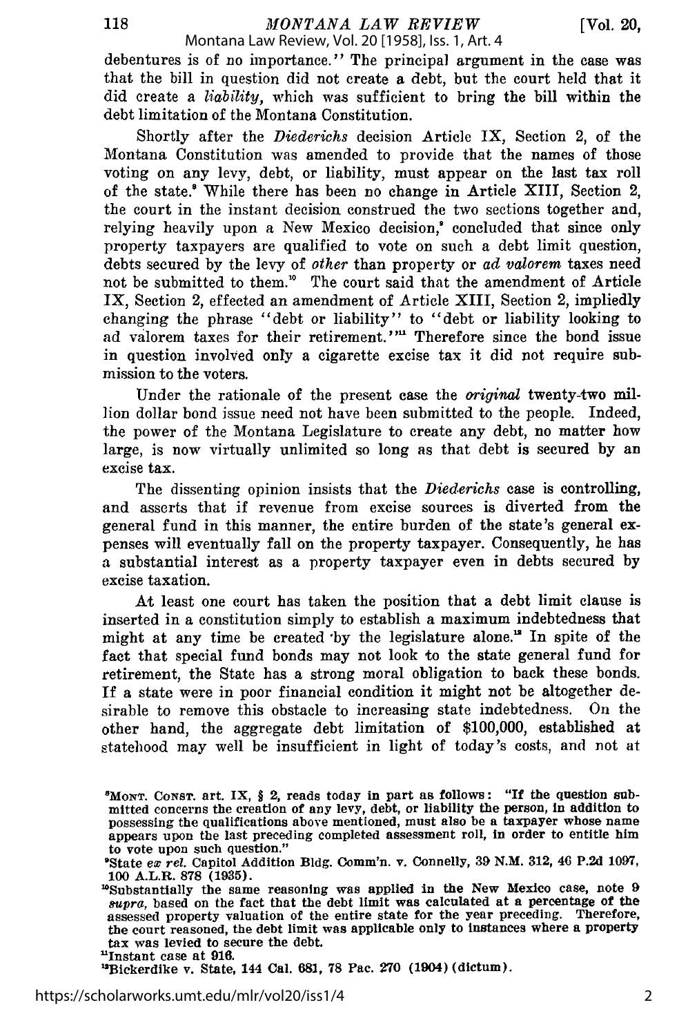debentures is of no importance." The principal argument in the case was that the bill in question did not create a debt, but the court held that it did create a *liability*, which was sufficient to bring the bill within the debt limitation of the Montana Constitution.

Shortly after the *Diederichs* decision Article IX, Section 2, of the Montana Constitution was amended to provide that the names of those voting on any levy, debt, or liability, must appear on the last tax roll of the state.[8] While there has been no change in Article XIII, Section 2, the court in the instant decision construed the two sections together and, relying heavily upon a New Mexico decision,[9] concluded that since only property taxpayers are qualified to vote on such a debt limit question, debts secured by the levy of *other* than property or *ad valorem* taxes need not be submitted to them.[10] The court said that the amendment of Article IX, Section 2, effected an amendment of Article XIII, Section 2, impliedly changing the phrase "debt or liability" to "debt or liability looking to ad valorem taxes for their retirement."[11] Therefore since the bond issue in question involved only a cigarette excise tax it did not require submission to the voters.

Under the rationale of the present case the *original* twenty-two million dollar bond issue need not have been submitted to the people. Indeed, the power of the Montana Legislature to create any debt, no matter how large, is now virtually unlimited so long as that debt is secured by an excise tax.

The dissenting opinion insists that the *Diederichs* case is controlling, and asserts that if revenue from excise sources is diverted from the general fund in this manner, the entire burden of the state's general expenses will eventually fall on the property taxpayer. Consequently, he has a substantial interest as a property taxpayer even in debts secured by excise taxation.

At least one court has taken the position that a debt limit clause is inserted in a constitution simply to establish a maximum indebtedness that might at any time be created by the legislature alone.[12] In spite of the fact that special fund bonds may not look to the state general fund for retirement, the State has a strong moral obligation to back these bonds. If a state were in poor financial condition it might not be altogether desirable to remove this obstacle to increasing state indebtedness. On the other hand, the aggregate debt limitation of $100,000, established at statehood may well be insufficient in light of today's costs, and not at

---

[8]MONT. CONST. art. IX, § 2, reads today in part as follows: "If the question submitted concerns the creation of any levy, debt, or liability the person, in addition to possessing the qualifications above mentioned, must also be a taxpayer whose name appears upon the last preceding completed assessment roll, in order to entitle him to vote upon such question."

[9]State *ex rel.* Capitol Addition Bldg. Comm'n. v. Connelly, 39 N.M. 312, 46 P.2d 1097, 100 A.L.R. 878 (1935).

[10]Substantially the same reasoning was applied in the New Mexico case, note 9 *supra*, based on the fact that the debt limit was calculated at a percentage of the assessed property valuation of the entire state for the year preceding. Therefore, the court reasoned, the debt limit was applicable only to instances where a property tax was levied to secure the debt.

[11]Instant case at 916.

[12]Bickerdike v. State, 144 Cal. 681, 78 Pac. 270 (1904) (dictum).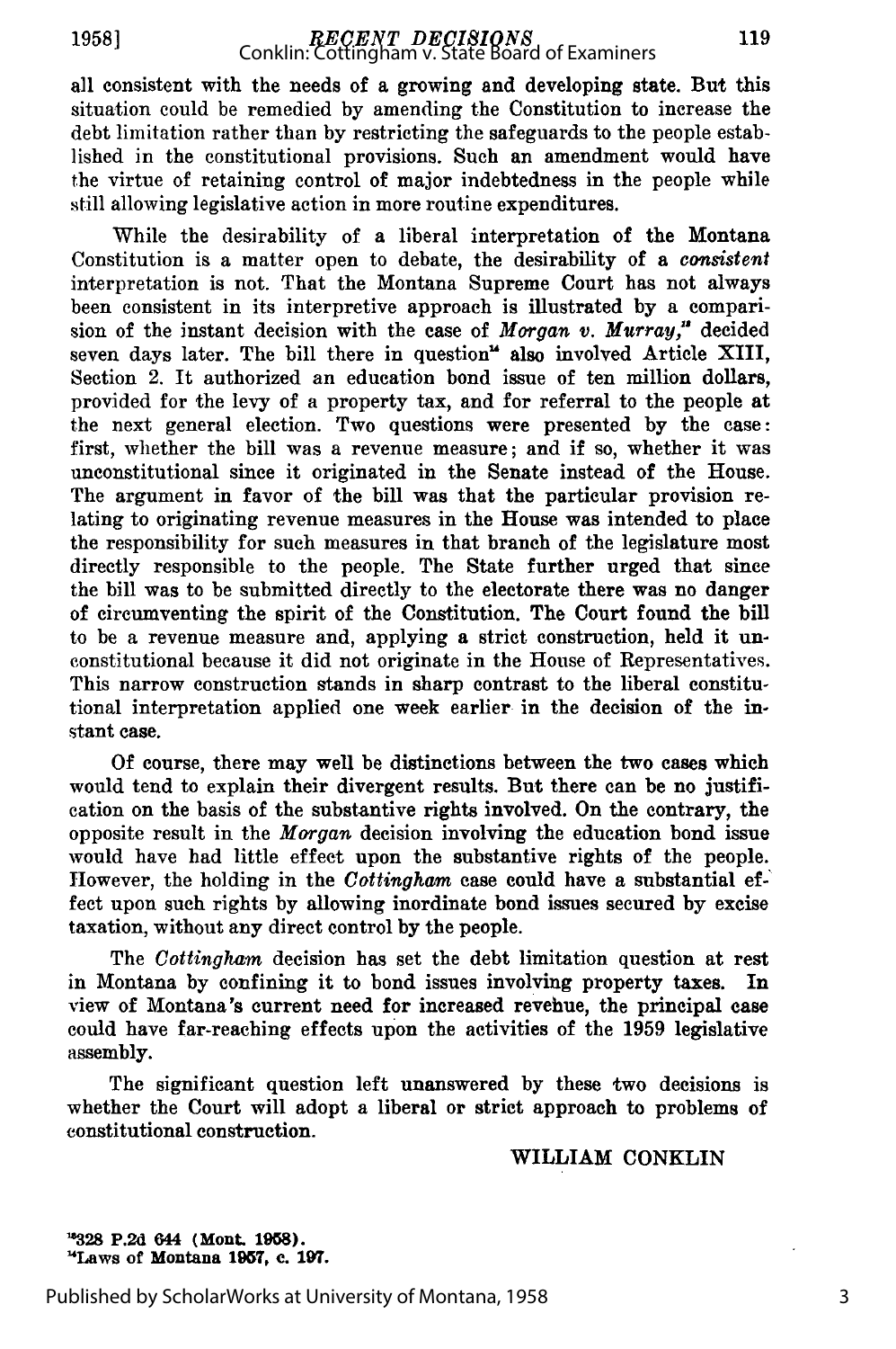all consistent with the needs of a growing and developing state. But this situation could be remedied by amending the Constitution to increase the debt limitation rather than by restricting the safeguards to the people established in the constitutional provisions. Such an amendment would have the virtue of retaining control of major indebtedness in the people while still allowing legislative action in more routine expenditures.

While the desirability of a liberal interpretation of the Montana Constitution is a matter open to debate, the desirability of a *consistent* interpretation is not. That the Montana Supreme Court has not always been consistent in its interpretive approach is illustrated by a comparison of the instant decision with the case of *Morgan v. Murray,*[13] decided seven days later. The bill there in question[14] also involved Article XIII, Section 2. It authorized an education bond issue of ten million dollars, provided for the levy of a property tax, and for referral to the people at the next general election. Two questions were presented by the case: first, whether the bill was a revenue measure; and if so, whether it was unconstitutional since it originated in the Senate instead of the House. The argument in favor of the bill was that the particular provision relating to originating revenue measures in the House was intended to place the responsibility for such measures in that branch of the legislature most directly responsible to the people. The State further urged that since the bill was to be submitted directly to the electorate there was no danger of circumventing the spirit of the Constitution. The Court found the bill to be a revenue measure and, applying a strict construction, held it unconstitutional because it did not originate in the House of Representatives. This narrow construction stands in sharp contrast to the liberal constitutional interpretation applied one week earlier in the decision of the instant case.

Of course, there may well be distinctions between the two cases which would tend to explain their divergent results. But there can be no justification on the basis of the substantive rights involved. On the contrary, the opposite result in the *Morgan* decision involving the education bond issue would have had little effect upon the substantive rights of the people. However, the holding in the *Cottingham* case could have a substantial effect upon such rights by allowing inordinate bond issues secured by excise taxation, without any direct control by the people.

The *Cottingham* decision has set the debt limitation question at rest in Montana by confining it to bond issues involving property taxes. In view of Montana's current need for increased revenue, the principal case could have far-reaching effects upon the activities of the 1959 legislative assembly.

The significant question left unanswered by these two decisions is whether the Court will adopt a liberal or strict approach to problems of constitutional construction.

WILLIAM CONKLIN

---

[13]328 P.2d 644 (Mont. 1958).

[14]Laws of Montana 1957, c. 197.